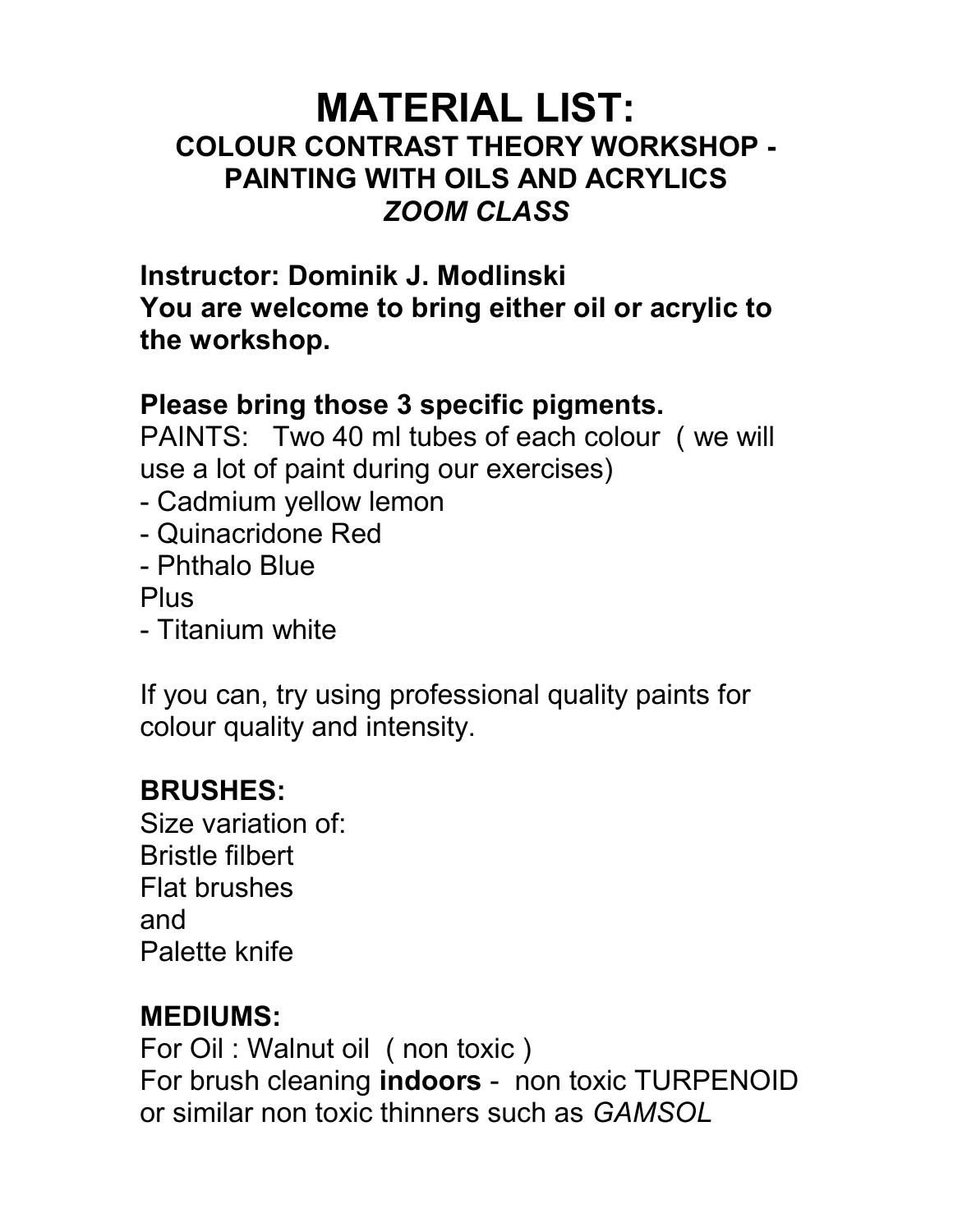# MATERIAL LIST:

## COLOUR CONTRAST THEORY WORKSHOP - PAINTING WITH OILS AND ACRYLICS

## *ZOOM CLASS*

**Instructor: Dominik J. Modlinski**
**You are welcome to bring either oil or acrylic to the workshop.**

**Please bring those 3 specific pigments.**
PAINTS: Two 40 ml tubes of each colour ( we will use a lot of paint during our exercises)
- Cadmium yellow lemon
- Quinacridone Red
- Phthalo Blue

Plus
- Titanium white

If you can, try using professional quality paints for colour quality and intensity.

### BRUSHES:

Size variation of:
Bristle filbert
Flat brushes
and
Palette knife

### MEDIUMS:

For Oil : Walnut oil ( non toxic )
For brush cleaning **indoors** - non toxic TURPENOID or similar non toxic thinners such as *GAMSOL*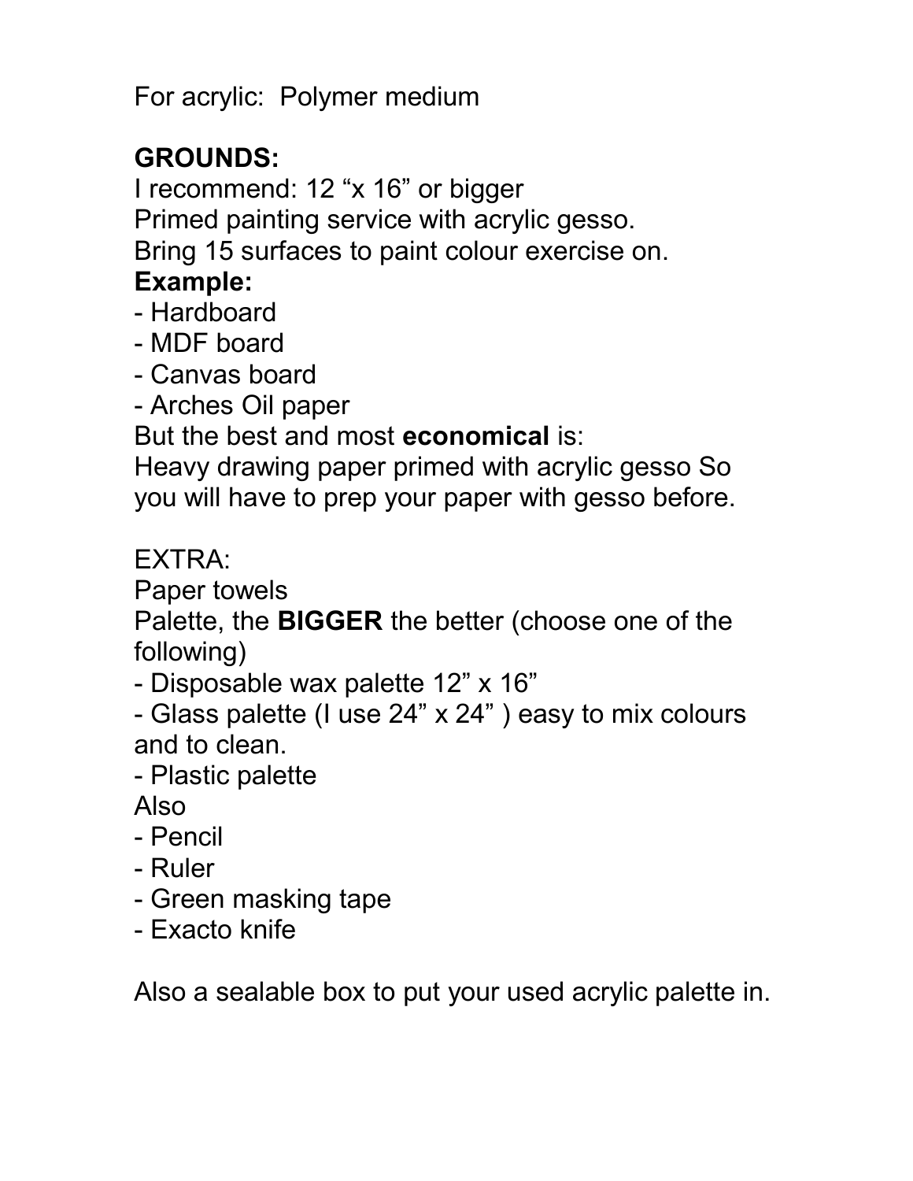For acrylic: Polymer medium

**GROUNDS:**

I recommend: 12 "x 16" or bigger
Primed painting service with acrylic gesso.
Bring 15 surfaces to paint colour exercise on.

**Example:**

- Hardboard
- MDF board
- Canvas board
- Arches Oil paper

But the best and most **economical** is:
Heavy drawing paper primed with acrylic gesso So you will have to prep your paper with gesso before.

EXTRA:
Paper towels
Palette, the **BIGGER** the better (choose one of the following)

- Disposable wax palette 12" x 16"
- Glass palette (I use 24" x 24" ) easy to mix colours and to clean.
- Plastic palette

Also

- Pencil
- Ruler
- Green masking tape
- Exacto knife

Also a sealable box to put your used acrylic palette in.